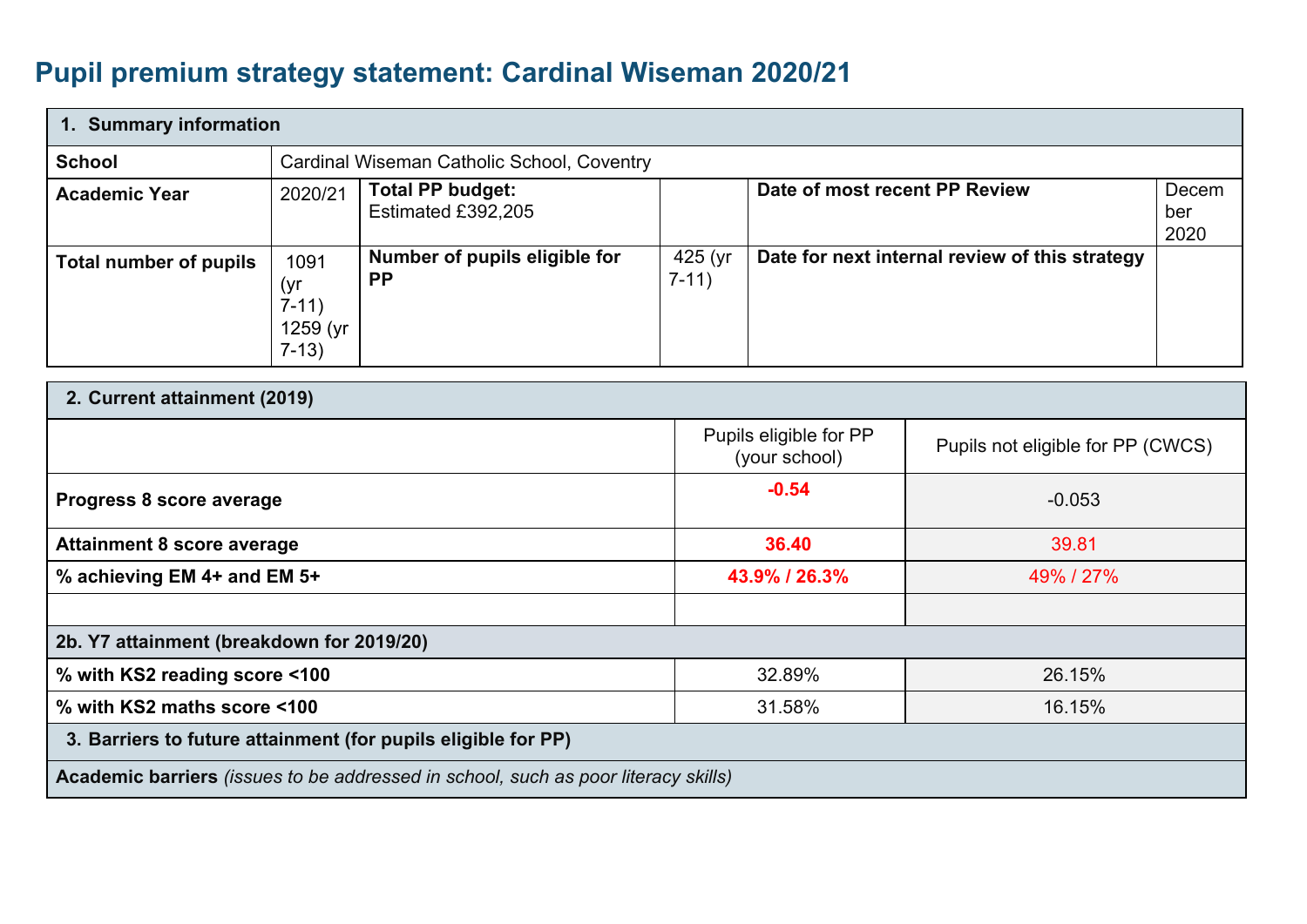# Pupil premium strategy statement: Cardinal Wiseman 2020/21

| **1. Summary information** | | | | | |
|---|---|---|---|---|---|
| **School** | Cardinal Wiseman Catholic School, Coventry | | | | |
| **Academic Year** | 2020/21 | **Total PP budget:** Estimated £392,205 | | **Date of most recent PP Review** | December 2020 |
| **Total number of pupils** | 1091 (yr 7-11) 1259 (yr 7-13) | **Number of pupils eligible for PP** | 425 (yr 7-11) | **Date for next internal review of this strategy** | |

| **2. Current attainment (2019)** | | |
|---|---|---|
| | Pupils eligible for PP (your school) | Pupils not eligible for PP (CWCS) |
| **Progress 8 score average** | **-0.54** | -0.053 |
| **Attainment 8 score average** | **36.40** | 39.81 |
| **% achieving EM 4+ and EM 5+** | **43.9% / 26.3%** | 49% / 27% |
| | | |
| **2b. Y7 attainment (breakdown for 2019/20)** | | |
| **% with KS2 reading score <100** | 32.89% | 26.15% |
| **% with KS2 maths score <100** | 31.58% | 16.15% |
| **3. Barriers to future attainment (for pupils eligible for PP)** | | |
| **Academic barriers** *(issues to be addressed in school, such as poor literacy skills)* | | |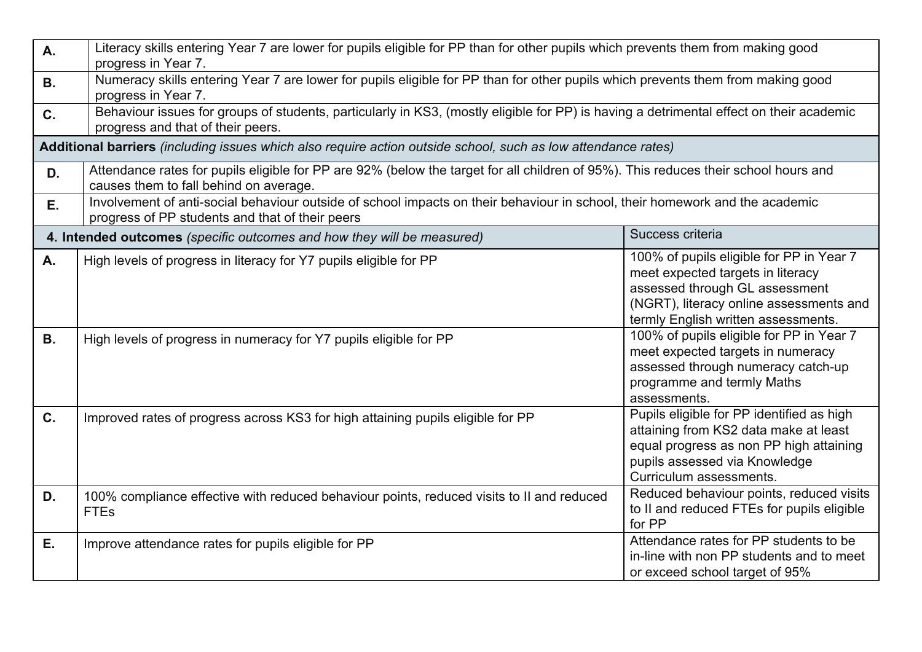| | |
|---|---|
| **A.** | Literacy skills entering Year 7 are lower for pupils eligible for PP than for other pupils which prevents them from making good progress in Year 7. |
| **B.** | Numeracy skills entering Year 7 are lower for pupils eligible for PP than for other pupils which prevents them from making good progress in Year 7. |
| **C.** | Behaviour issues for groups of students, particularly in KS3, (mostly eligible for PP) is having a detrimental effect on their academic progress and that of their peers. |
| **Additional barriers** *(including issues which also require action outside school, such as low attendance rates)* | |
| **D.** | Attendance rates for pupils eligible for PP are 92% (below the target for all children of 95%). This reduces their school hours and causes them to fall behind on average. |
| **E.** | Involvement of anti-social behaviour outside of school impacts on their behaviour in school, their homework and the academic progress of PP students and that of their peers |

| **4. Intended outcomes** *(specific outcomes and how they will be measured)* | | Success criteria |
|---|---|---|
| **A.** | High levels of progress in literacy for Y7 pupils eligible for PP | 100% of pupils eligible for PP in Year 7 meet expected targets in literacy assessed through GL assessment (NGRT), literacy online assessments and termly English written assessments. |
| **B.** | High levels of progress in numeracy for Y7 pupils eligible for PP | 100% of pupils eligible for PP in Year 7 meet expected targets in numeracy assessed through numeracy catch-up programme and termly Maths assessments. |
| **C.** | Improved rates of progress across KS3 for high attaining pupils eligible for PP | Pupils eligible for PP identified as high attaining from KS2 data make at least equal progress as non PP high attaining pupils assessed via Knowledge Curriculum assessments. |
| **D.** | 100% compliance effective with reduced behaviour points, reduced visits to II and reduced FTEs | Reduced behaviour points, reduced visits to II and reduced FTEs for pupils eligible for PP |
| **E.** | Improve attendance rates for pupils eligible for PP | Attendance rates for PP students to be in-line with non PP students and to meet or exceed school target of 95% |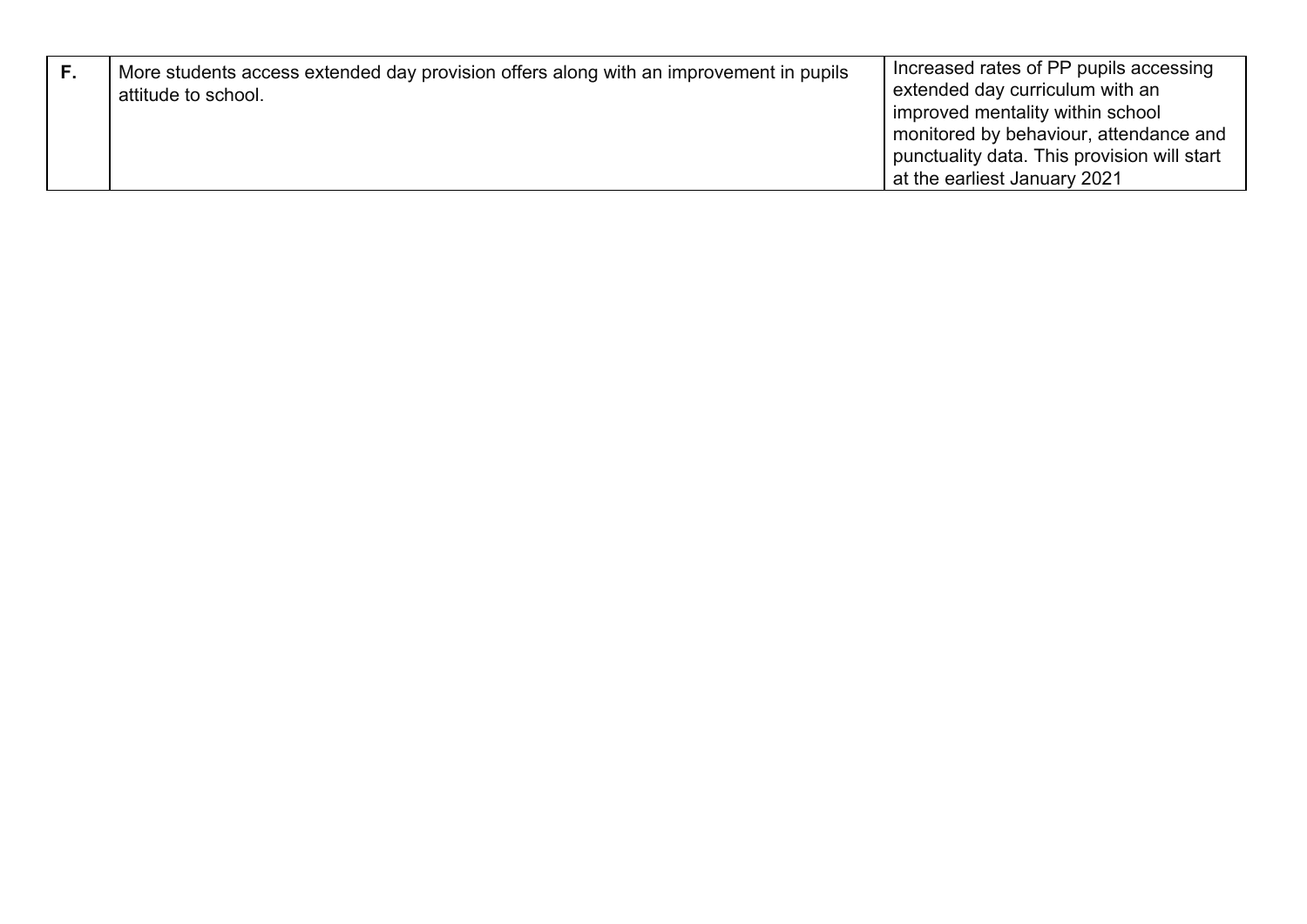| | | |
|---|---|---|
| **F.** | More students access extended day provision offers along with an improvement in pupils attitude to school. | Increased rates of PP pupils accessing extended day curriculum with an improved mentality within school monitored by behaviour, attendance and punctuality data. This provision will start at the earliest January 2021 |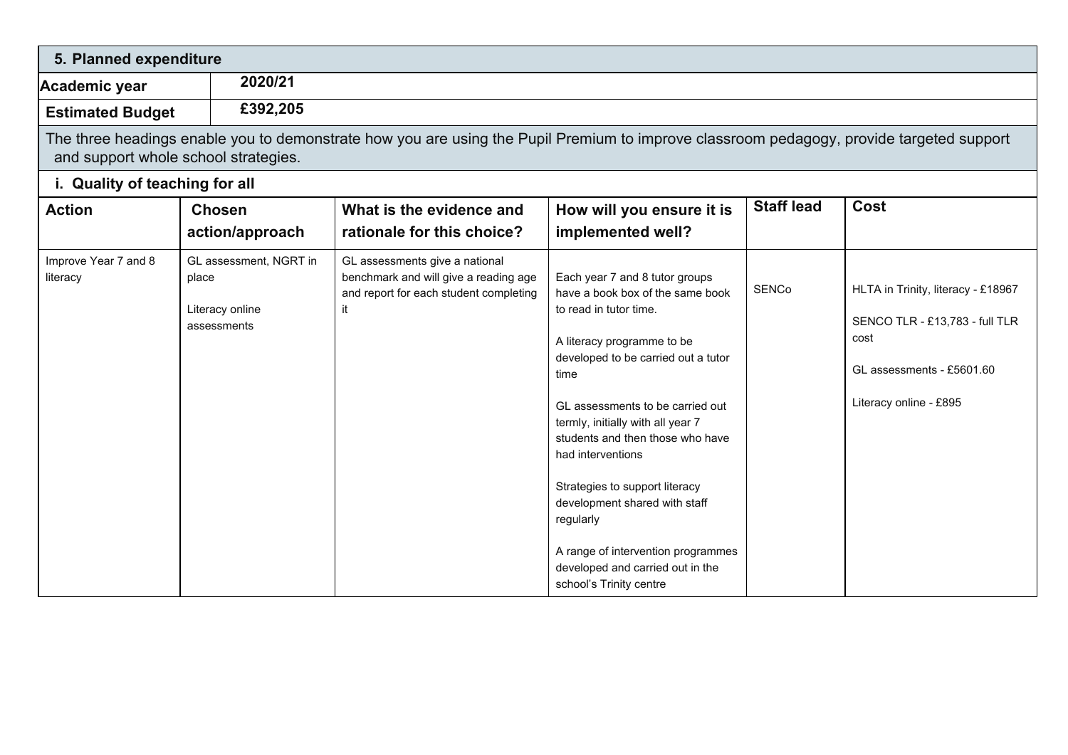## 5. Planned expenditure

| Academic year | 2020/21 |
|---|---|
| **Estimated Budget** | **£392,205** |

The three headings enable you to demonstrate how you are using the Pupil Premium to improve classroom pedagogy, provide targeted support and support whole school strategies.

### i. Quality of teaching for all

| Action | Chosen action/approach | What is the evidence and rationale for this choice? | How will you ensure it is implemented well? | Staff lead | Cost |
|---|---|---|---|---|---|
| Improve Year 7 and 8 literacy | GL assessment, NGRT in place<br><br>Literacy online assessments | GL assessments give a national benchmark and will give a reading age and report for each student completing it | Each year 7 and 8 tutor groups have a book box of the same book to read in tutor time.<br><br>A literacy programme to be developed to be carried out a tutor time<br><br>GL assessments to be carried out termly, initially with all year 7 students and then those who have had interventions<br><br>Strategies to support literacy development shared with staff regularly<br><br>A range of intervention programmes developed and carried out in the school's Trinity centre | SENCo | HLTA in Trinity, literacy - £18967<br><br>SENCO TLR - £13,783 - full TLR cost<br><br>GL assessments - £5601.60<br><br>Literacy online - £895 |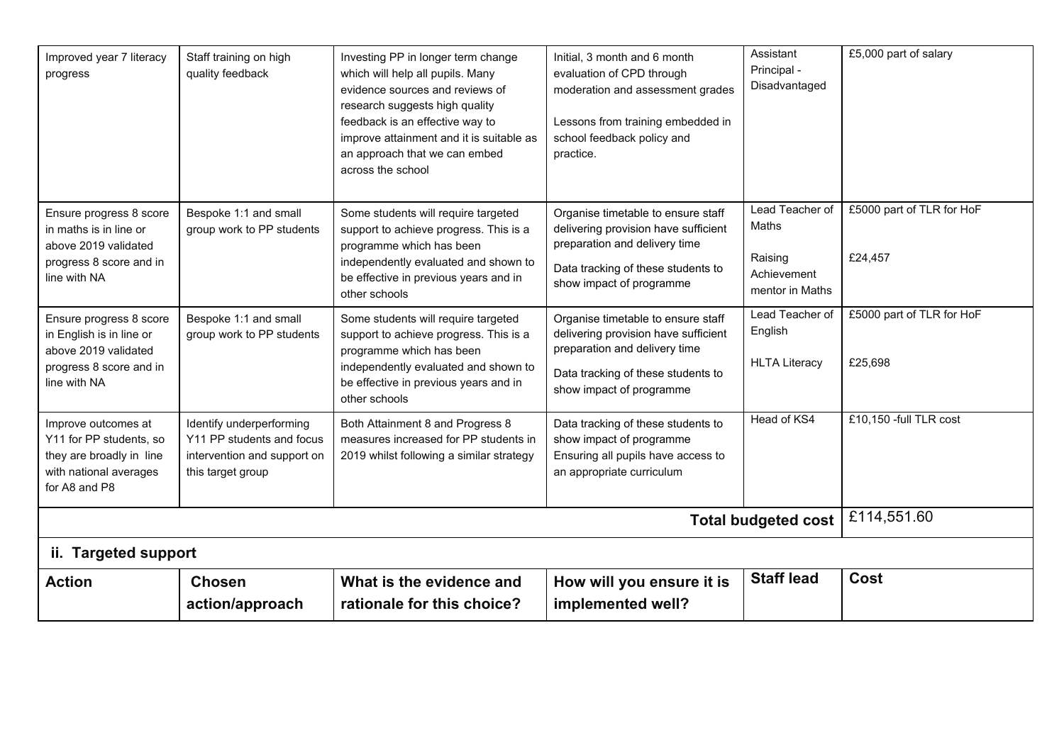| Improved year 7 literacy progress | Staff training on high quality feedback | Investing PP in longer term change which will help all pupils. Many evidence sources and reviews of research suggests high quality feedback is an effective way to improve attainment and it is suitable as an approach that we can embed across the school | Initial, 3 month and 6 month evaluation of CPD through moderation and assessment grades<br><br>Lessons from training embedded in school feedback policy and practice. | Assistant Principal - Disadvantaged | £5,000 part of salary |
|---|---|---|---|---|---|
| Ensure progress 8 score in maths is in line or above 2019 validated progress 8 score and in line with NA | Bespoke 1:1 and small group work to PP students | Some students will require targeted support to achieve progress. This is a programme which has been independently evaluated and shown to be effective in previous years and in other schools | Organise timetable to ensure staff delivering provision have sufficient preparation and delivery time<br><br>Data tracking of these students to show impact of programme | Lead Teacher of Maths<br><br>Raising Achievement mentor in Maths | £5000 part of TLR for HoF<br><br>£24,457 |
| Ensure progress 8 score in English is in line or above 2019 validated progress 8 score and in line with NA | Bespoke 1:1 and small group work to PP students | Some students will require targeted support to achieve progress. This is a programme which has been independently evaluated and shown to be effective in previous years and in other schools | Organise timetable to ensure staff delivering provision have sufficient preparation and delivery time<br><br>Data tracking of these students to show impact of programme | Lead Teacher of English<br><br>HLTA Literacy | £5000 part of TLR for HoF<br><br>£25,698 |
| Improve outcomes at Y11 for PP students, so they are broadly in line with national averages for A8 and P8 | Identify underperforming Y11 PP students and focus intervention and support on this target group | Both Attainment 8 and Progress 8 measures increased for PP students in 2019 whilst following a similar strategy | Data tracking of these students to show impact of programme<br>Ensuring all pupils have access to an appropriate curriculum | Head of KS4 | £10,150 -full TLR cost |
| | | | | **Total budgeted cost** | £114,551.60 |

## ii. Targeted support

| **Action** | **Chosen action/approach** | **What is the evidence and rationale for this choice?** | **How will you ensure it is implemented well?** | **Staff lead** | **Cost** |
|---|---|---|---|---|---|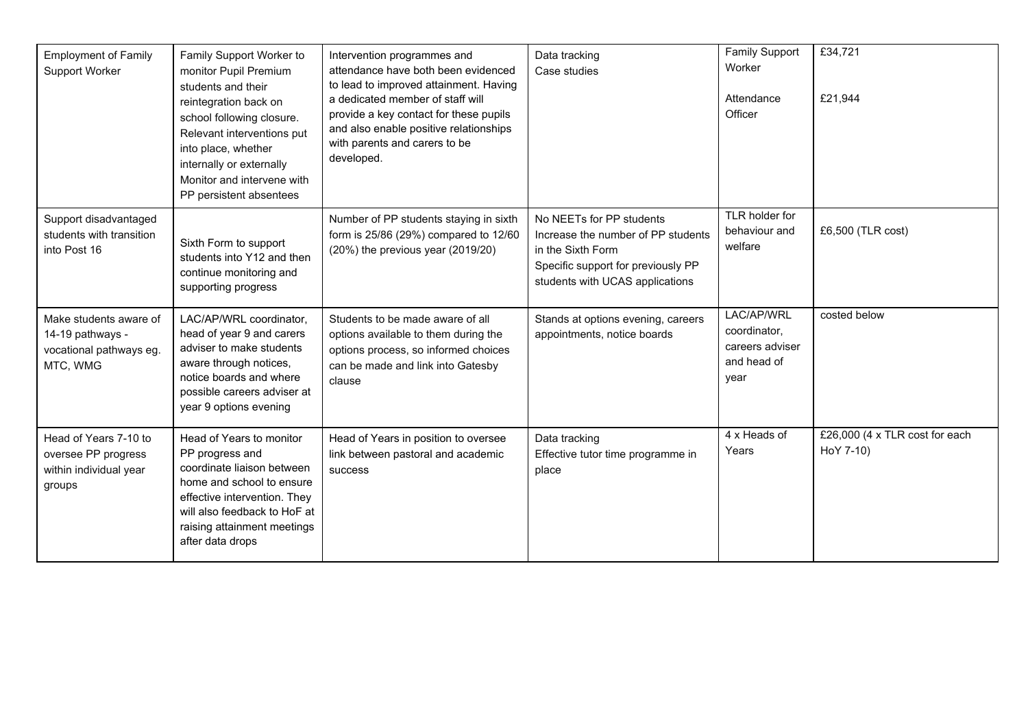| | | | | | |
|---|---|---|---|---|---|
| Employment of Family Support Worker | Family Support Worker to monitor Pupil Premium students and their reintegration back on school following closure. Relevant interventions put into place, whether internally or externally Monitor and intervene with PP persistent absentees | Intervention programmes and attendance have both been evidenced to lead to improved attainment. Having a dedicated member of staff will provide a key contact for these pupils and also enable positive relationships with parents and carers to be developed. | Data tracking<br>Case studies | Family Support Worker<br><br>Attendance Officer | £34,721<br><br>£21,944 |
| Support disadvantaged students with transition into Post 16 | Sixth Form to support students into Y12 and then continue monitoring and supporting progress | Number of PP students staying in sixth form is 25/86 (29%) compared to 12/60 (20%) the previous year (2019/20) | No NEETs for PP students<br>Increase the number of PP students in the Sixth Form<br>Specific support for previously PP students with UCAS applications | TLR holder for behaviour and welfare | £6,500 (TLR cost) |
| Make students aware of 14-19 pathways - vocational pathways eg. MTC, WMG | LAC/AP/WRL coordinator, head of year 9 and carers adviser to make students aware through notices, notice boards and where possible careers adviser at year 9 options evening | Students to be made aware of all options available to them during the options process, so informed choices can be made and link into Gatesby clause | Stands at options evening, careers appointments, notice boards | LAC/AP/WRL coordinator, careers adviser and head of year | costed below |
| Head of Years 7-10 to oversee PP progress within individual year groups | Head of Years to monitor PP progress and coordinate liaison between home and school to ensure effective intervention. They will also feedback to HoF at raising attainment meetings after data drops | Head of Years in position to oversee link between pastoral and academic success | Data tracking<br>Effective tutor time programme in place | 4 x Heads of Years | £26,000 (4 x TLR cost for each HoY 7-10) |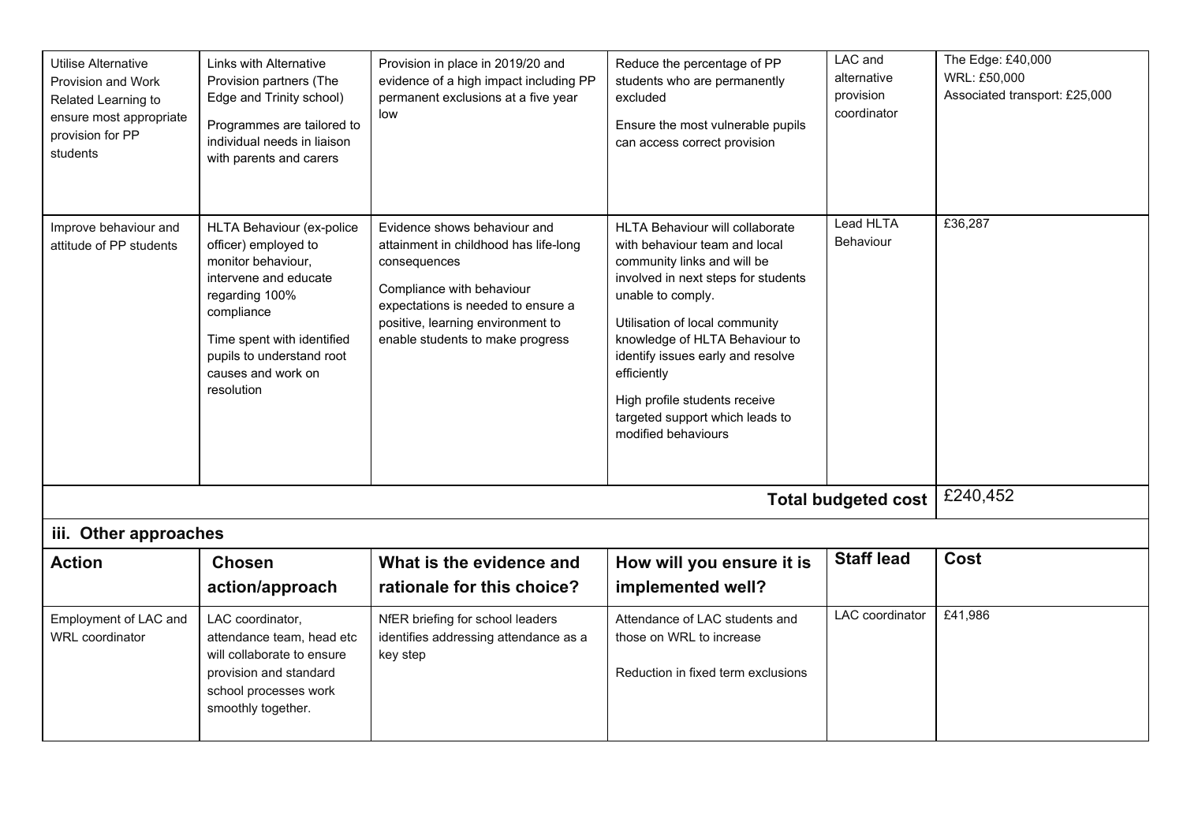| | | | | | |
|---|---|---|---|---|---|
| Utilise Alternative Provision and Work Related Learning to ensure most appropriate provision for PP students | Links with Alternative Provision partners (The Edge and Trinity school)<br><br>Programmes are tailored to individual needs in liaison with parents and carers | Provision in place in 2019/20 and evidence of a high impact including PP permanent exclusions at a five year low | Reduce the percentage of PP students who are permanently excluded<br><br>Ensure the most vulnerable pupils can access correct provision | LAC and alternative provision coordinator | The Edge: £40,000<br>WRL: £50,000<br>Associated transport: £25,000 |
| Improve behaviour and attitude of PP students | HLTA Behaviour (ex-police officer) employed to monitor behaviour, intervene and educate regarding 100% compliance<br><br>Time spent with identified pupils to understand root causes and work on resolution | Evidence shows behaviour and attainment in childhood has life-long consequences<br><br>Compliance with behaviour expectations is needed to ensure a positive, learning environment to enable students to make progress | HLTA Behaviour will collaborate with behaviour team and local community links and will be involved in next steps for students unable to comply.<br><br>Utilisation of local community knowledge of HLTA Behaviour to identify issues early and resolve efficiently<br><br>High profile students receive targeted support which leads to modified behaviours | Lead HLTA Behaviour | £36,287 |
| | | | | **Total budgeted cost** | £240,452 |

### iii. Other approaches

| Action | Chosen action/approach | What is the evidence and rationale for this choice? | How will you ensure it is implemented well? | Staff lead | Cost |
|---|---|---|---|---|---|
| Employment of LAC and WRL coordinator | LAC coordinator, attendance team, head etc will collaborate to ensure provision and standard school processes work smoothly together. | NfER briefing for school leaders identifies addressing attendance as a key step | Attendance of LAC students and those on WRL to increase<br><br>Reduction in fixed term exclusions | LAC coordinator | £41,986 |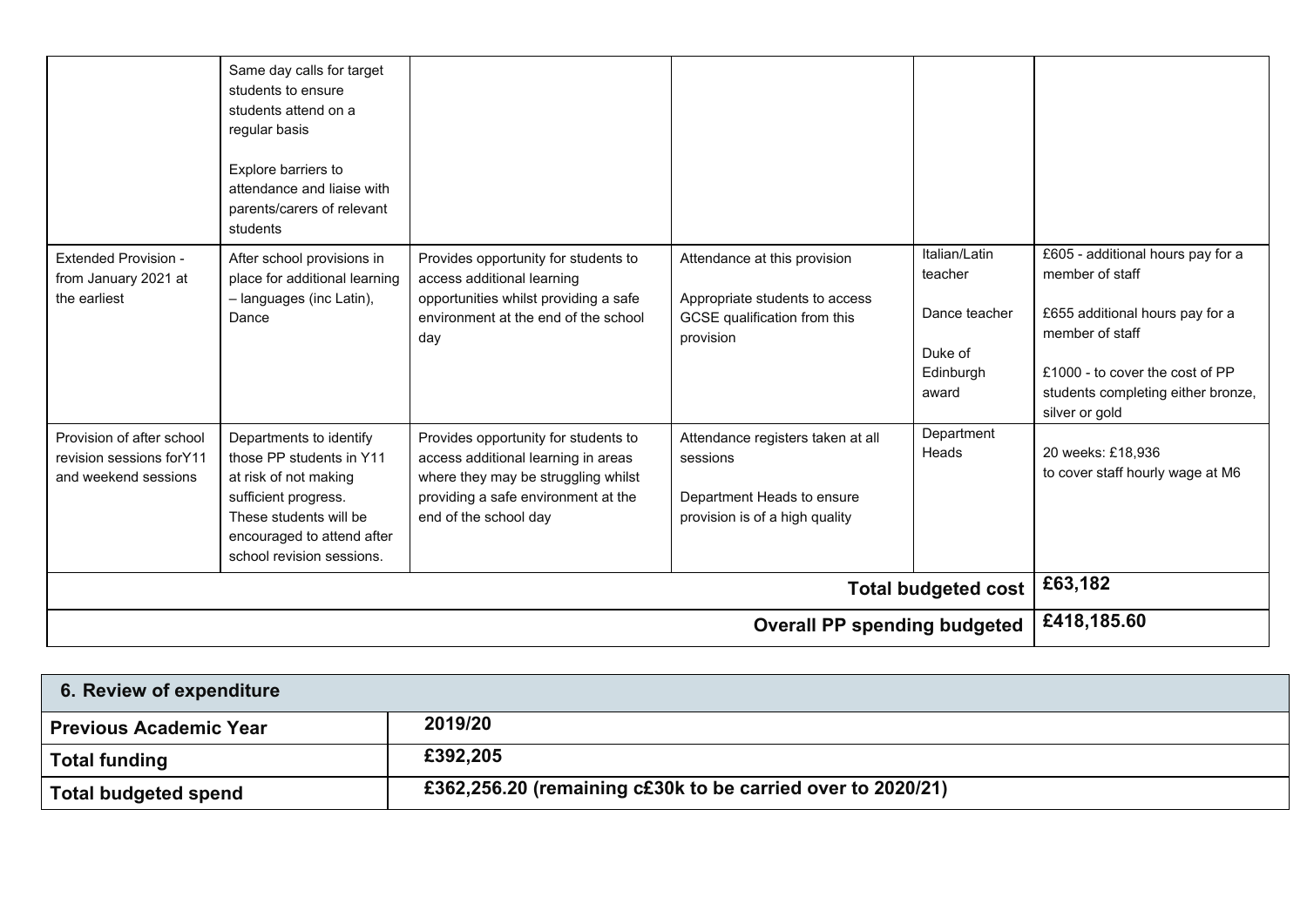| | | | | | |
|---|---|---|---|---|---|
| | Same day calls for target students to ensure students attend on a regular basis<br><br>Explore barriers to attendance and liaise with parents/carers of relevant students | | | | |
| Extended Provision - from January 2021 at the earliest | After school provisions in place for additional learning – languages (inc Latin), Dance | Provides opportunity for students to access additional learning opportunities whilst providing a safe environment at the end of the school day | Attendance at this provision<br><br>Appropriate students to access GCSE qualification from this provision | Italian/Latin teacher<br><br>Dance teacher<br><br>Duke of Edinburgh award | £605 - additional hours pay for a member of staff<br><br>£655 additional hours pay for a member of staff<br><br>£1000 - to cover the cost of PP students completing either bronze, silver or gold |
| Provision of after school revision sessions forY11 and weekend sessions | Departments to identify those PP students in Y11 at risk of not making sufficient progress. These students will be encouraged to attend after school revision sessions. | Provides opportunity for students to access additional learning in areas where they may be struggling whilst providing a safe environment at the end of the school day | Attendance registers taken at all sessions<br><br>Department Heads to ensure provision is of a high quality | Department Heads | 20 weeks: £18,936<br>to cover staff hourly wage at M6 |
| | | | | **Total budgeted cost** | **£63,182** |
| | | | | **Overall PP spending budgeted** | **£418,185.60** |

| **6. Review of expenditure** | |
|---|---|
| **Previous Academic Year** | **2019/20** |
| **Total funding** | **£392,205** |
| **Total budgeted spend** | **£362,256.20 (remaining c£30k to be carried over to 2020/21)** |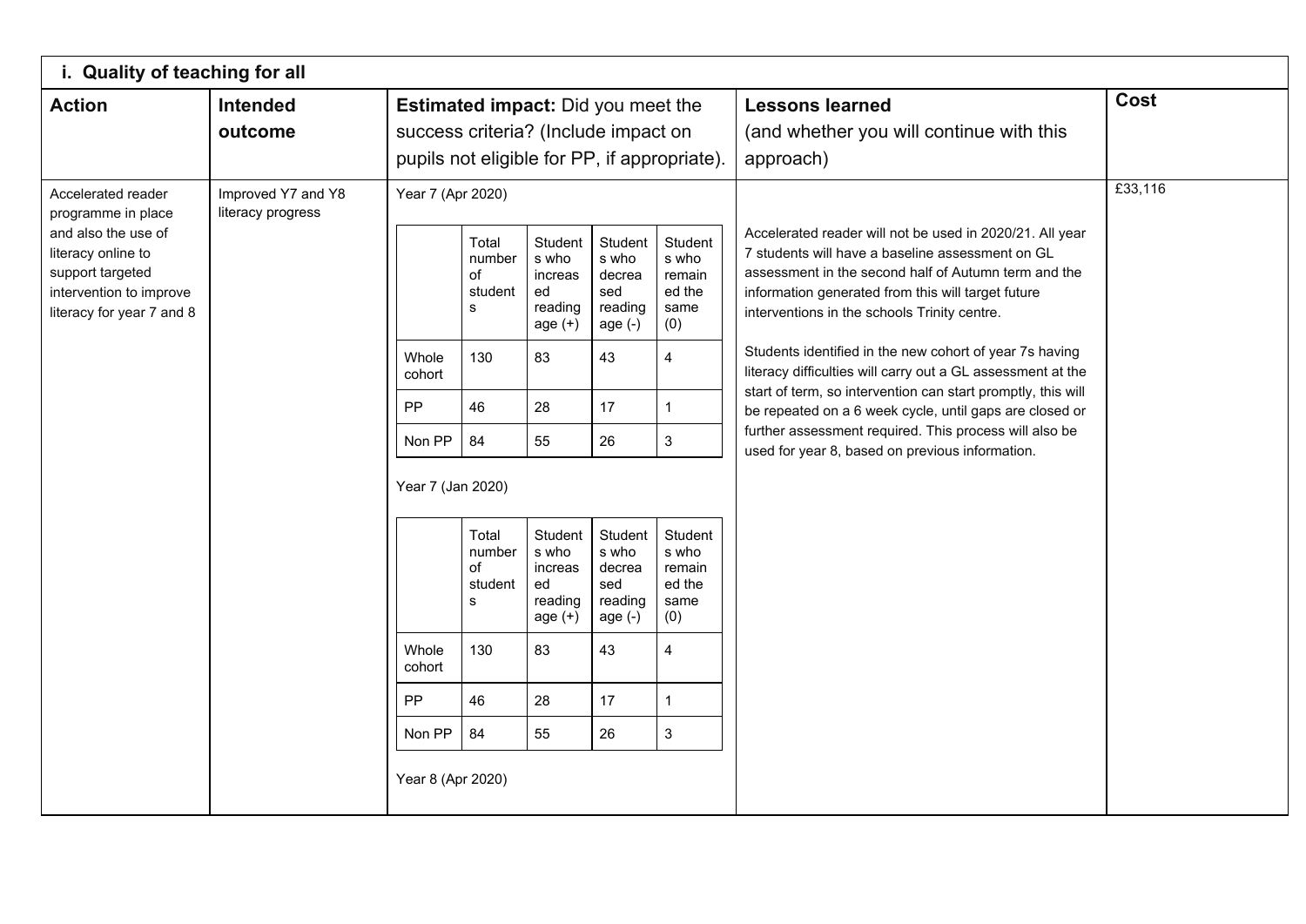## i. Quality of teaching for all

| Action | Intended outcome | Estimated impact: Did you meet the success criteria? (Include impact on pupils not eligible for PP, if appropriate). | Lessons learned (and whether you will continue with this approach) | Cost |
|---|---|---|---|---|
| Accelerated reader programme in place and also the use of literacy online to support targeted intervention to improve literacy for year 7 and 8 | Improved Y7 and Y8 literacy progress | See tables below | Accelerated reader will not be used in 2020/21. All year 7 students will have a baseline assessment on GL assessment in the second half of Autumn term and the information generated from this will target future interventions in the schools Trinity centre.<br><br>Students identified in the new cohort of year 7s having literacy difficulties will carry out a GL assessment at the start of term, so intervention can start promptly, this will be repeated on a 6 week cycle, until gaps are closed or further assessment required. This process will also be used for year 8, based on previous information. | £33,116 |

Year 7 (Apr 2020)

| | Total number of students | Students who increased reading age (+) | Students who decreased reading age (-) | Students who remained the same (0) |
|---|---|---|---|---|
| Whole cohort | 130 | 83 | 43 | 4 |
| PP | 46 | 28 | 17 | 1 |
| Non PP | 84 | 55 | 26 | 3 |

Year 7 (Jan 2020)

| | Total number of students | Students who increased reading age (+) | Students who decreased reading age (-) | Students who remained the same (0) |
|---|---|---|---|---|
| Whole cohort | 130 | 83 | 43 | 4 |
| PP | 46 | 28 | 17 | 1 |
| Non PP | 84 | 55 | 26 | 3 |

Year 8 (Apr 2020)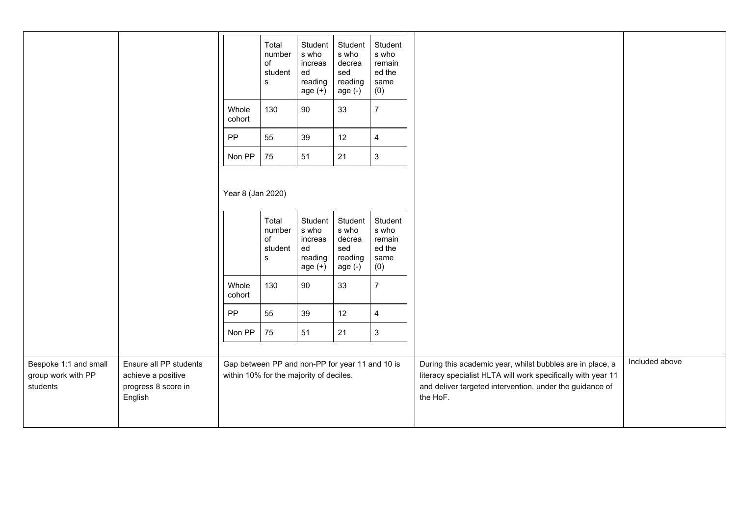| | | | | |
|---|---|---|---|---|
| | | <table><tr><th></th><th>Total number of students</th><th>Students who increased reading age (+)</th><th>Students who decreased reading age (-)</th><th>Students who remained the same (0)</th></tr><tr><td>Whole cohort</td><td>130</td><td>90</td><td>33</td><td>7</td></tr><tr><td>PP</td><td>55</td><td>39</td><td>12</td><td>4</td></tr><tr><td>Non PP</td><td>75</td><td>51</td><td>21</td><td>3</td></tr></table><br>Year 8 (Jan 2020)<br><table><tr><th></th><th>Total number of students</th><th>Students who increased reading age (+)</th><th>Students who decreased reading age (-)</th><th>Students who remained the same (0)</th></tr><tr><td>Whole cohort</td><td>130</td><td>90</td><td>33</td><td>7</td></tr><tr><td>PP</td><td>55</td><td>39</td><td>12</td><td>4</td></tr><tr><td>Non PP</td><td>75</td><td>51</td><td>21</td><td>3</td></tr></table> | | |
| Bespoke 1:1 and small group work with PP students | Ensure all PP students achieve a positive progress 8 score in English | Gap between PP and non-PP for year 11 and 10 is within 10% for the majority of deciles. | During this academic year, whilst bubbles are in place, a literacy specialist HLTA will work specifically with year 11 and deliver targeted intervention, under the guidance of the HoF. | Included above |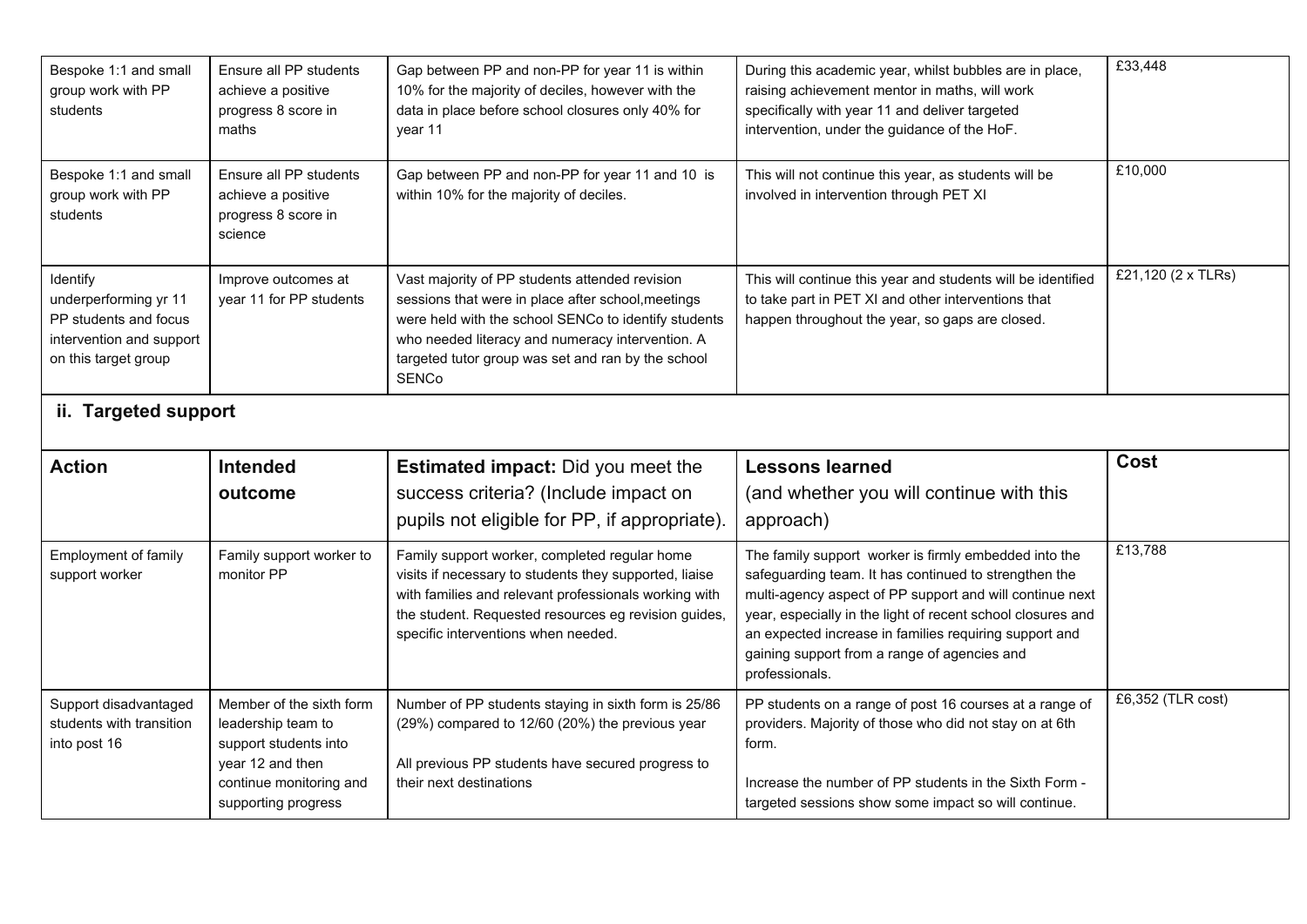| | | | | |
|---|---|---|---|---|
| Bespoke 1:1 and small group work with PP students | Ensure all PP students achieve a positive progress 8 score in maths | Gap between PP and non-PP for year 11 is within 10% for the majority of deciles, however with the data in place before school closures only 40% for year 11 | During this academic year, whilst bubbles are in place, raising achievement mentor in maths, will work specifically with year 11 and deliver targeted intervention, under the guidance of the HoF. | £33,448 |
| Bespoke 1:1 and small group work with PP students | Ensure all PP students achieve a positive progress 8 score in science | Gap between PP and non-PP for year 11 and 10 is within 10% for the majority of deciles. | This will not continue this year, as students will be involved in intervention through PET XI | £10,000 |
| Identify underperforming yr 11 PP students and focus intervention and support on this target group | Improve outcomes at year 11 for PP students | Vast majority of PP students attended revision sessions that were in place after school,meetings were held with the school SENCo to identify students who needed literacy and numeracy intervention. A targeted tutor group was set and ran by the school SENCo | This will continue this year and students will be identified to take part in PET XI and other interventions that happen throughout the year, so gaps are closed. | £21,120 (2 x TLRs) |

### ii. Targeted support

| Action | Intended outcome | **Estimated impact:** Did you meet the success criteria? (Include impact on pupils not eligible for PP, if appropriate). | **Lessons learned** (and whether you will continue with this approach) | Cost |
|---|---|---|---|---|
| Employment of family support worker | Family support worker to monitor PP | Family support worker, completed regular home visits if necessary to students they supported, liaise with families and relevant professionals working with the student. Requested resources eg revision guides, specific interventions when needed. | The family support worker is firmly embedded into the safeguarding team. It has continued to strengthen the multi-agency aspect of PP support and will continue next year, especially in the light of recent school closures and an expected increase in families requiring support and gaining support from a range of agencies and professionals. | £13,788 |
| Support disadvantaged students with transition into post 16 | Member of the sixth form leadership team to support students into year 12 and then continue monitoring and supporting progress | Number of PP students staying in sixth form is 25/86 (29%) compared to 12/60 (20%) the previous year<br><br>All previous PP students have secured progress to their next destinations | PP students on a range of post 16 courses at a range of providers. Majority of those who did not stay on at 6th form.<br><br>Increase the number of PP students in the Sixth Form - targeted sessions show some impact so will continue. | £6,352 (TLR cost) |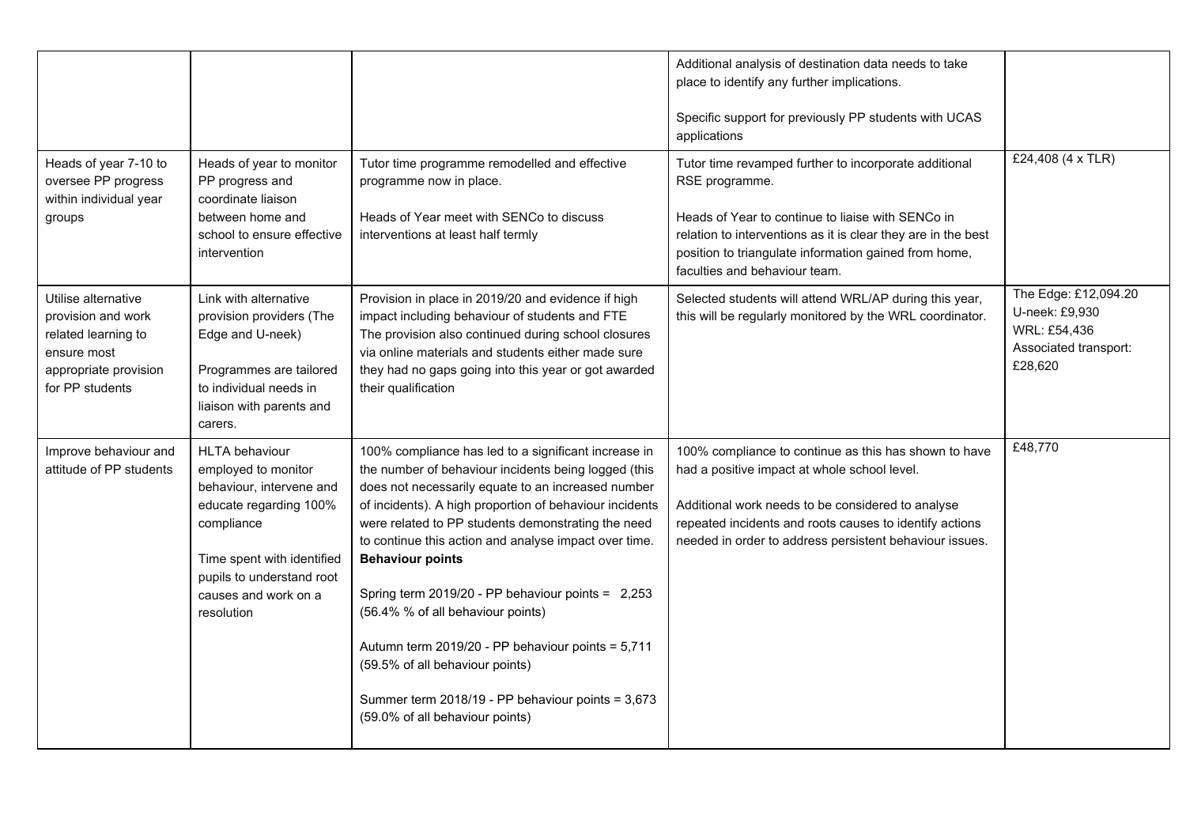| | | | | |
|---|---|---|---|---|
| | | | Additional analysis of destination data needs to take place to identify any further implications.<br><br>Specific support for previously PP students with UCAS applications | |
| Heads of year 7-10 to oversee PP progress within individual year groups | Heads of year to monitor PP progress and coordinate liaison between home and school to ensure effective intervention | Tutor time programme remodelled and effective programme now in place.<br><br>Heads of Year meet with SENCo to discuss interventions at least half termly | Tutor time revamped further to incorporate additional RSE programme.<br><br>Heads of Year to continue to liaise with SENCo in relation to interventions as it is clear they are in the best position to triangulate information gained from home, faculties and behaviour team. | £24,408 (4 x TLR) |
| Utilise alternative provision and work related learning to ensure most appropriate provision for PP students | Link with alternative provision providers (The Edge and U-neek)<br><br>Programmes are tailored to individual needs in liaison with parents and carers. | Provision in place in 2019/20 and evidence if high impact including behaviour of students and FTE<br>The provision also continued during school closures via online materials and students either made sure they had no gaps going into this year or got awarded their qualification | Selected students will attend WRL/AP during this year, this will be regularly monitored by the WRL coordinator. | The Edge: £12,094.20<br>U-neek: £9,930<br>WRL: £54,436<br>Associated transport: £28,620 |
| Improve behaviour and attitude of PP students | HLTA behaviour employed to monitor behaviour, intervene and educate regarding 100% compliance<br><br>Time spent with identified pupils to understand root causes and work on a resolution | 100% compliance has led to a significant increase in the number of behaviour incidents being logged (this does not necessarily equate to an increased number of incidents). A high proportion of behaviour incidents were related to PP students demonstrating the need to continue this action and analyse impact over time.<br>**Behaviour points**<br><br>Spring term 2019/20 - PP behaviour points = 2,253 (56.4% % of all behaviour points)<br><br>Autumn term 2019/20 - PP behaviour points = 5,711 (59.5% of all behaviour points)<br><br>Summer term 2018/19 - PP behaviour points = 3,673 (59.0% of all behaviour points) | 100% compliance to continue as this has shown to have had a positive impact at whole school level.<br><br>Additional work needs to be considered to analyse repeated incidents and roots causes to identify actions needed in order to address persistent behaviour issues. | £48,770 |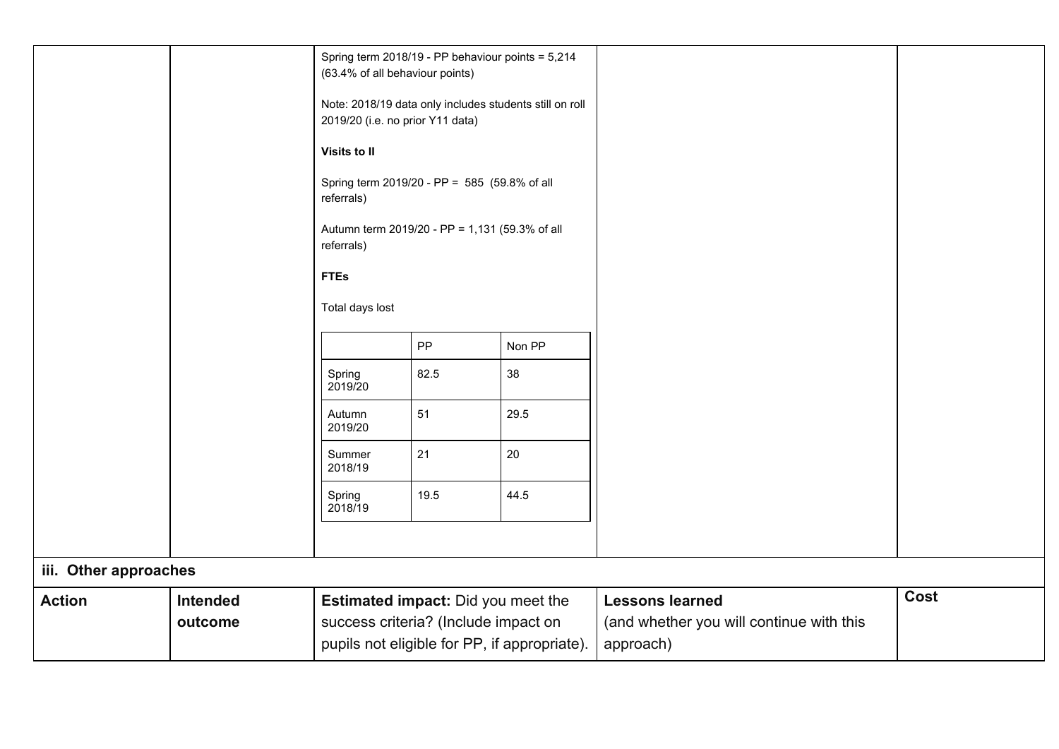| | | Spring term 2018/19 - PP behaviour points = 5,214 (63.4% of all behaviour points)<br><br>Note: 2018/19 data only includes students still on roll 2019/20 (i.e. no prior Y11 data)<br><br>**Visits to II**<br><br>Spring term 2019/20 - PP = 585 (59.8% of all referrals)<br><br>Autumn term 2019/20 - PP = 1,131 (59.3% of all referrals)<br><br>**FTEs**<br><br>Total days lost | | |
|---|---|---|---|---|

| | PP | Non PP |
|---|---|---|
| Spring 2019/20 | 82.5 | 38 |
| Autumn 2019/20 | 51 | 29.5 |
| Summer 2018/19 | 21 | 20 |
| Spring 2018/19 | 19.5 | 44.5 |

**iii. Other approaches**

| **Action** | **Intended outcome** | **Estimated impact:** Did you meet the success criteria? (Include impact on pupils not eligible for PP, if appropriate). | **Lessons learned** (and whether you will continue with this approach) | **Cost** |
|---|---|---|---|---|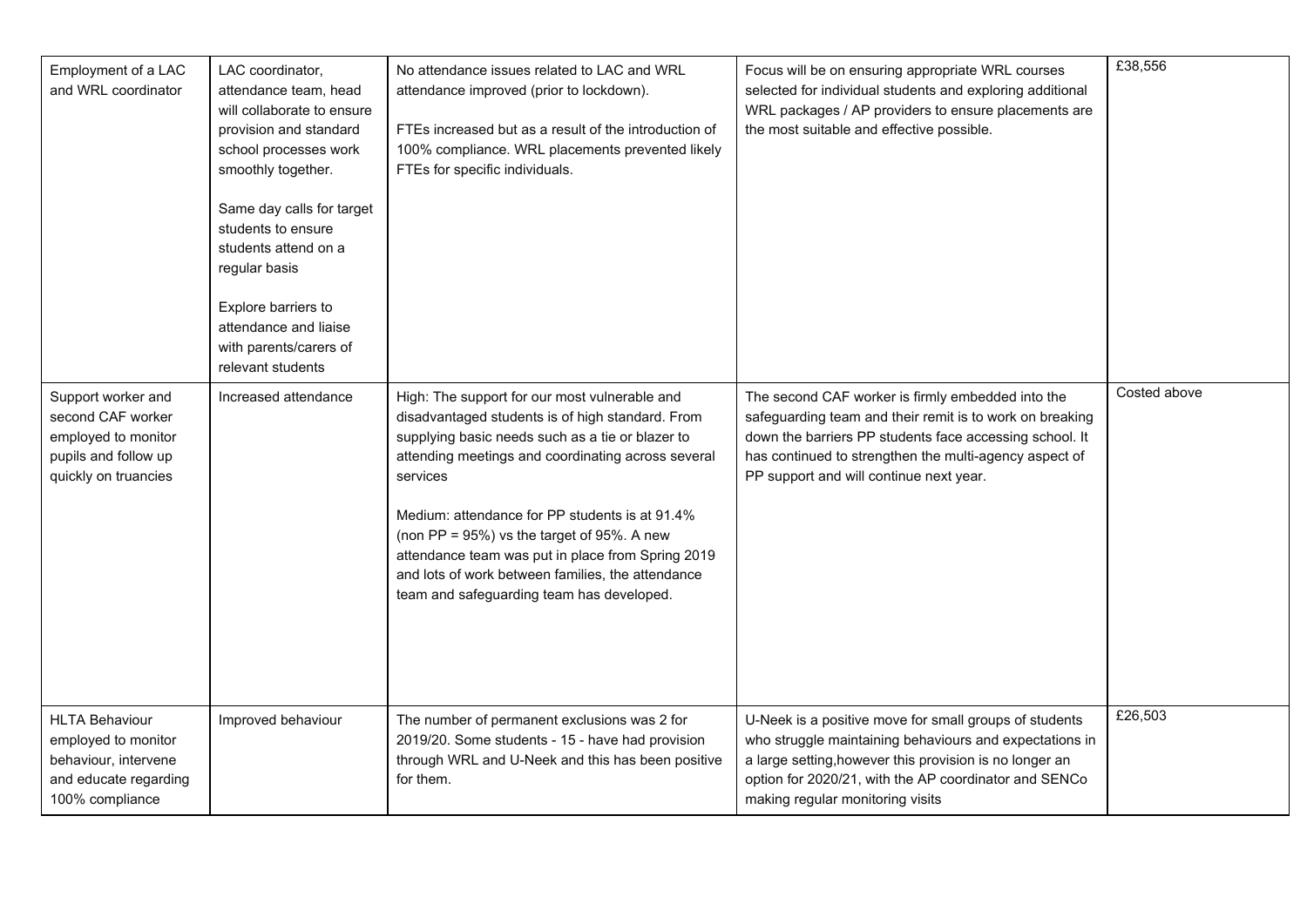| Employment of a LAC and WRL coordinator | LAC coordinator, attendance team, head will collaborate to ensure provision and standard school processes work smoothly together.<br><br>Same day calls for target students to ensure students attend on a regular basis<br><br>Explore barriers to attendance and liaise with parents/carers of relevant students | No attendance issues related to LAC and WRL attendance improved (prior to lockdown).<br><br>FTEs increased but as a result of the introduction of 100% compliance. WRL placements prevented likely FTEs for specific individuals. | Focus will be on ensuring appropriate WRL courses selected for individual students and exploring additional WRL packages / AP providers to ensure placements are the most suitable and effective possible. | £38,556 |
|---|---|---|---|---|
| Support worker and second CAF worker employed to monitor pupils and follow up quickly on truancies | Increased attendance | High: The support for our most vulnerable and disadvantaged students is of high standard. From supplying basic needs such as a tie or blazer to attending meetings and coordinating across several services<br><br>Medium: attendance for PP students is at 91.4% (non PP = 95%) vs the target of 95%. A new attendance team was put in place from Spring 2019 and lots of work between families, the attendance team and safeguarding team has developed. | The second CAF worker is firmly embedded into the safeguarding team and their remit is to work on breaking down the barriers PP students face accessing school. It has continued to strengthen the multi-agency aspect of PP support and will continue next year. | Costed above |
| HLTA Behaviour employed to monitor behaviour, intervene and educate regarding 100% compliance | Improved behaviour | The number of permanent exclusions was 2 for 2019/20. Some students - 15 - have had provision through WRL and U-Neek and this has been positive for them. | U-Neek is a positive move for small groups of students who struggle maintaining behaviours and expectations in a large setting,however this provision is no longer an option for 2020/21, with the AP coordinator and SENCo making regular monitoring visits | £26,503 |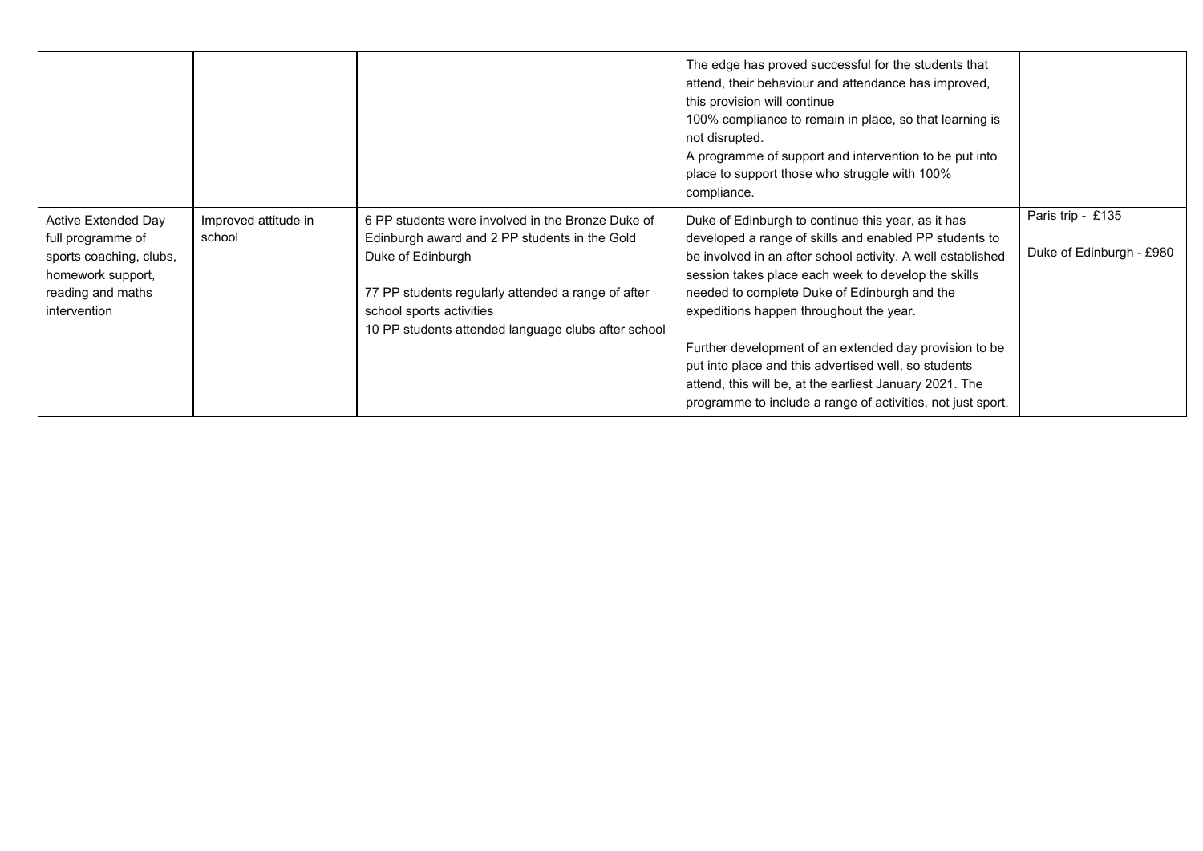| | | | | |
|---|---|---|---|---|
| | | | The edge has proved successful for the students that attend, their behaviour and attendance has improved, this provision will continue<br>100% compliance to remain in place, so that learning is not disrupted.<br>A programme of support and intervention to be put into place to support those who struggle with 100% compliance. | |
| Active Extended Day full programme of sports coaching, clubs, homework support, reading and maths intervention | Improved attitude in school | 6 PP students were involved in the Bronze Duke of Edinburgh award and 2 PP students in the Gold Duke of Edinburgh<br><br>77 PP students regularly attended a range of after school sports activities<br>10 PP students attended language clubs after school | Duke of Edinburgh to continue this year, as it has developed a range of skills and enabled PP students to be involved in an after school activity. A well established session takes place each week to develop the skills needed to complete Duke of Edinburgh and the expeditions happen throughout the year.<br><br>Further development of an extended day provision to be put into place and this advertised well, so students attend, this will be, at the earliest January 2021. The programme to include a range of activities, not just sport. | Paris trip - £135<br><br>Duke of Edinburgh - £980 |